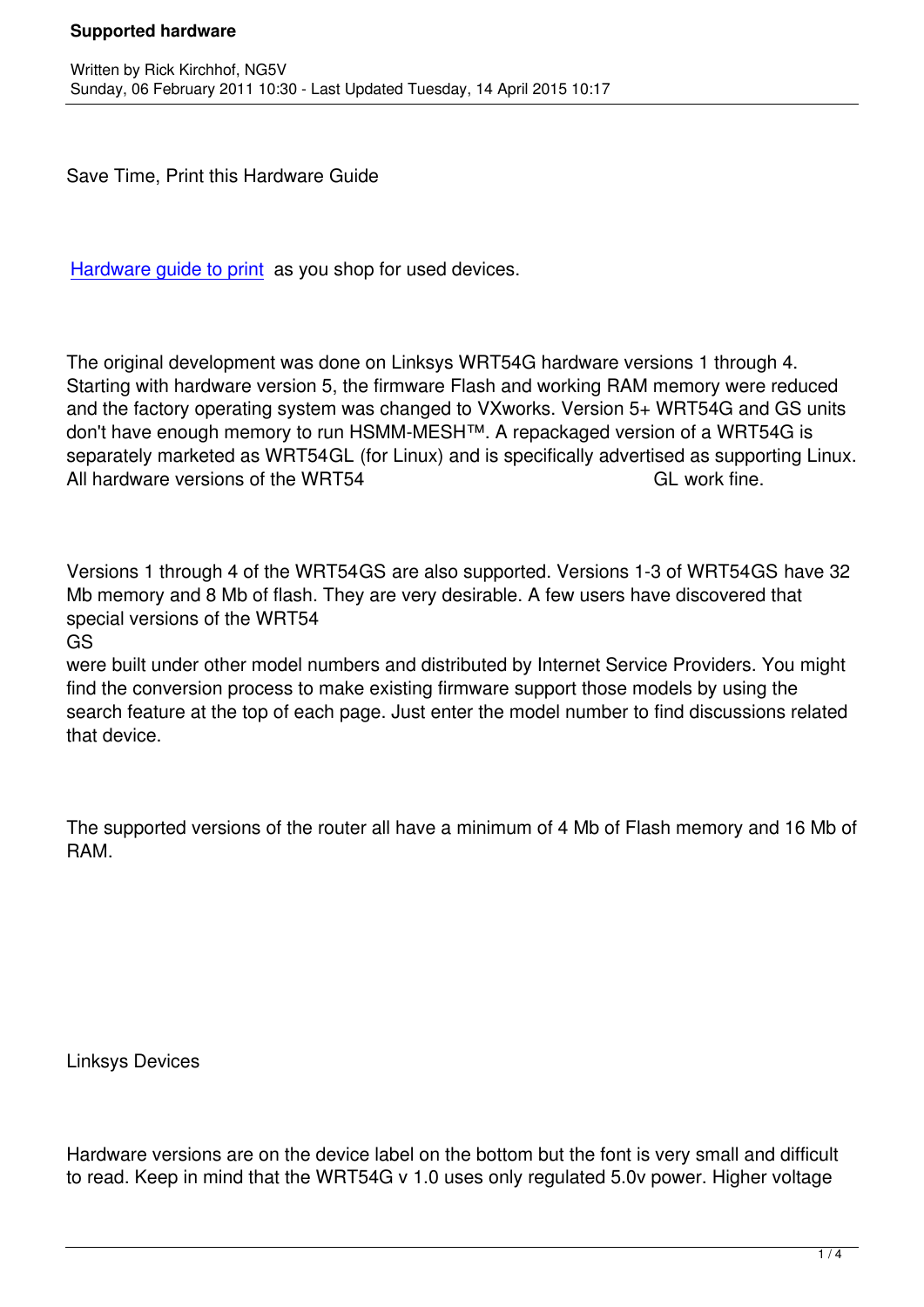Save Time, Print this Hardware Guide

Hardware guide to print as you shop for used devices.

The original development was done on Linksys WRT54G hardware versions 1 through 4. Starting with hardware version 5, the firmware Flash and working RAM memory were reduced and the factory operating system was changed to VXworks. Version 5+ WRT54G and GS units don't have enough memory to run HSMM-MESH™. A repackaged version of a WRT54G is separately marketed as WRT54GL (for Linux) and is specifically advertised as supporting Linux. All hardware versions of the WRT54 GL work fine.

Versions 1 through 4 of the WRT54GS are also supported. Versions 1-3 of WRT54GS have 32 Mb memory and 8 Mb of flash. They are very desirable. A few users have discovered that special versions of the WRT54 GS were built under other model numbers and distributed by Internet Service Providers. You might find the conversion process to make existing firmware support those models by using the search feature at the top of each page. Just enter the model number to find discussions related that device.

The supported versions of the router all have a minimum of 4 Mb of Flash memory and 16 Mb of RAM.

Linksys Devices

Hardware versions are on the device label on the bottom but the font is very small and difficult to read. Keep in mind that the WRT54G v 1.0 uses only regulated 5.0v power. Higher voltage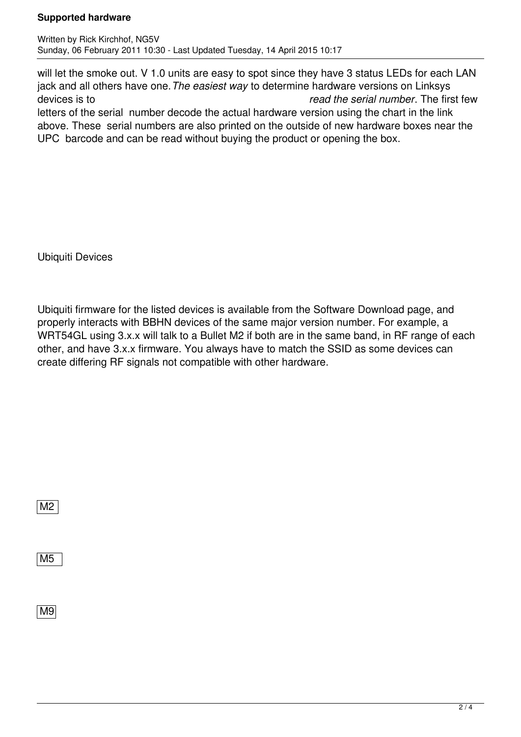will let the smoke out. V 1.0 units are easy to spot since they have 3 status LEDs for each LAN jack and all others have one. *The easiest way* to determine hardware versions on Linksys devices is to *read the serial number*. The first few letters of the serial number decode the actual hardware version using the chart in the link above. These serial numbers are also printed on the outside of new hardware boxes near the UPC barcode and can be read without buying the product or opening the box.

Ubiquiti Devices

Ubiquiti firmware for the listed devices is available from the Software Download page, and properly interacts with BBHN devices of the same major version number. For example, a WRT54GL using 3.x.x will talk to a Bullet M2 if both are in the same band, in RF range of each other, and have 3.x.x firmware. You always have to match the SSID as some devices can create differing RF signals not compatible with other hardware.

M2

M5

M9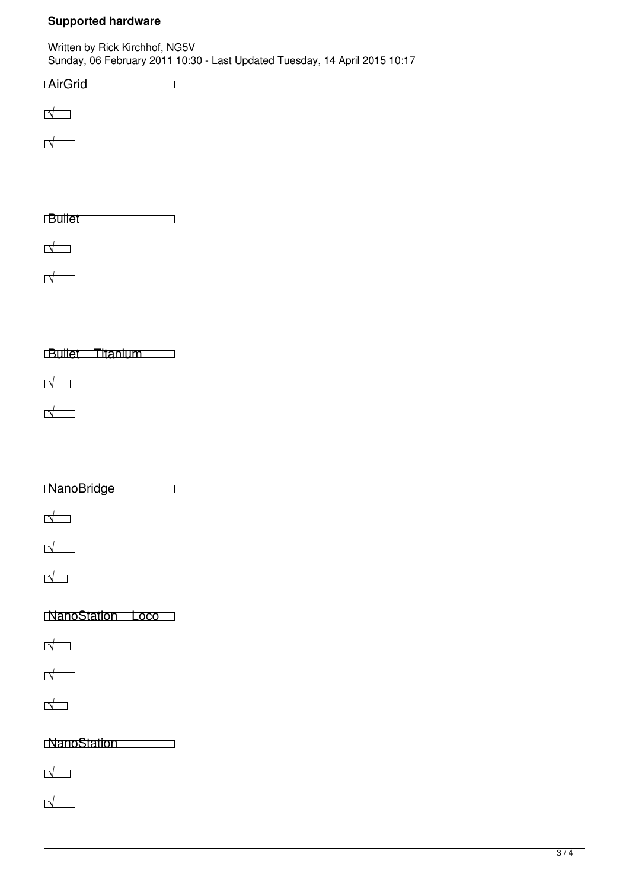AirGrid

√

√

Bullet

√

√

Bullet Titanium

√

√

NanoBridge

√

√

√

NanoStation Loco

√

√

√

NanoStation

√

√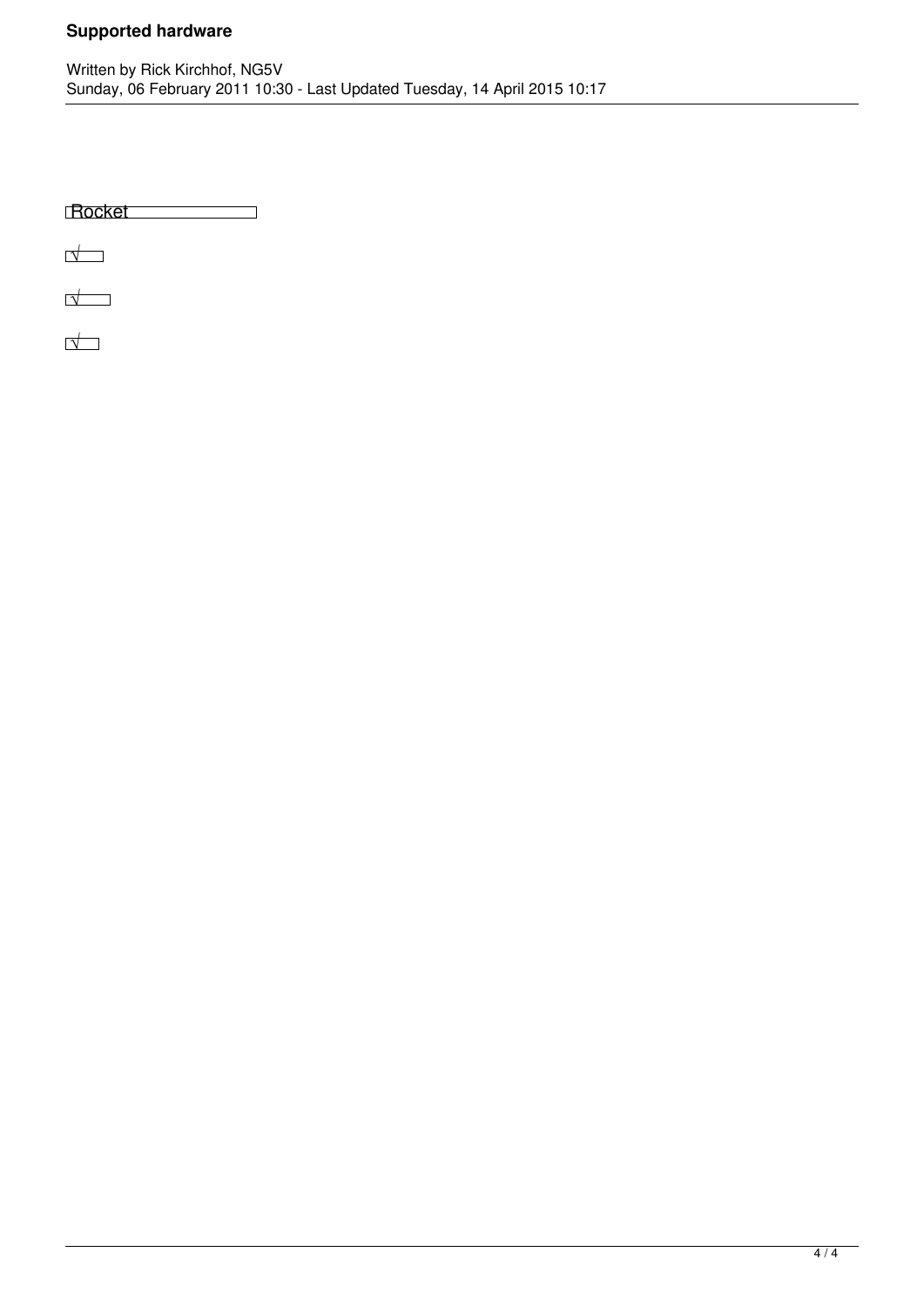| |
| --- |
| Rocket |
| √ |
| √ |
| √ |